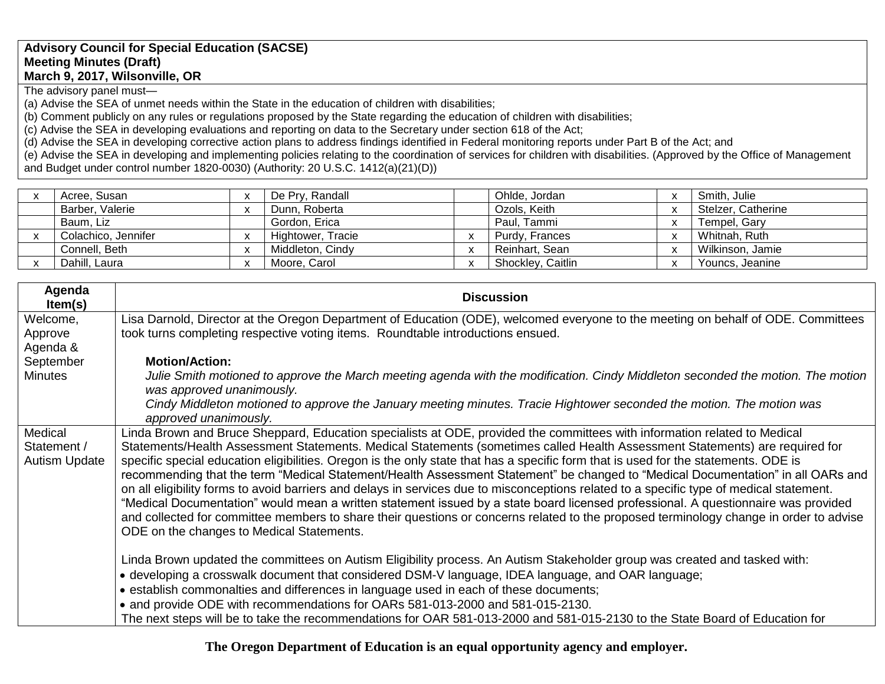**Advisory Council for Special Education (SACSE)**
**Meeting Minutes (Draft)**
**March 9, 2017, Wilsonville, OR**

The advisory panel must—
(a) Advise the SEA of unmet needs within the State in the education of children with disabilities;
(b) Comment publicly on any rules or regulations proposed by the State regarding the education of children with disabilities;
(c) Advise the SEA in developing evaluations and reporting on data to the Secretary under section 618 of the Act;
(d) Advise the SEA in developing corrective action plans to address findings identified in Federal monitoring reports under Part B of the Act; and
(e) Advise the SEA in developing and implementing policies relating to the coordination of services for children with disabilities. (Approved by the Office of Management and Budget under control number 1820-0030) (Authority: 20 U.S.C. 1412(a)(21)(D))

| | | | | | | | |
|---|---|---|---|---|---|---|---|
| x | Acree, Susan | x | De Pry, Randall | | Ohlde, Jordan | x | Smith, Julie |
| | Barber, Valerie | x | Dunn, Roberta | | Ozols, Keith | x | Stelzer, Catherine |
| | Baum, Liz | | Gordon, Erica | | Paul, Tammi | x | Tempel, Gary |
| x | Colachico, Jennifer | x | Hightower, Tracie | x | Purdy, Frances | x | Whitnah, Ruth |
| | Connell, Beth | x | Middleton, Cindy | x | Reinhart, Sean | x | Wilkinson, Jamie |
| x | Dahill, Laura | x | Moore, Carol | x | Shockley, Caitlin | x | Youncs, Jeanine |

| Agenda Item(s) | Discussion |
|---|---|
| Welcome, Approve Agenda & September Minutes | Lisa Darnold, Director at the Oregon Department of Education (ODE), welcomed everyone to the meeting on behalf of ODE. Committees took turns completing respective voting items. Roundtable introductions ensued.<br><br>**Motion/Action:**<br>*Julie Smith motioned to approve the March meeting agenda with the modification. Cindy Middleton seconded the motion. The motion was approved unanimously.*<br>*Cindy Middleton motioned to approve the January meeting minutes. Tracie Hightower seconded the motion. The motion was approved unanimously.* |
| Medical Statement / Autism Update | Linda Brown and Bruce Sheppard, Education specialists at ODE, provided the committees with information related to Medical Statements/Health Assessment Statements. Medical Statements (sometimes called Health Assessment Statements) are required for specific special education eligibilities. Oregon is the only state that has a specific form that is used for the statements. ODE is recommending that the term "Medical Statement/Health Assessment Statement" be changed to "Medical Documentation" in all OARs and on all eligibility forms to avoid barriers and delays in services due to misconceptions related to a specific type of medical statement. "Medical Documentation" would mean a written statement issued by a state board licensed professional. A questionnaire was provided and collected for committee members to share their questions or concerns related to the proposed terminology change in order to advise ODE on the changes to Medical Statements.<br><br>Linda Brown updated the committees on Autism Eligibility process. An Autism Stakeholder group was created and tasked with:<br>• developing a crosswalk document that considered DSM-V language, IDEA language, and OAR language;<br>• establish commonalties and differences in language used in each of these documents;<br>• and provide ODE with recommendations for OARs 581-013-2000 and 581-015-2130.<br>The next steps will be to take the recommendations for OAR 581-013-2000 and 581-015-2130 to the State Board of Education for |

**The Oregon Department of Education is an equal opportunity agency and employer.**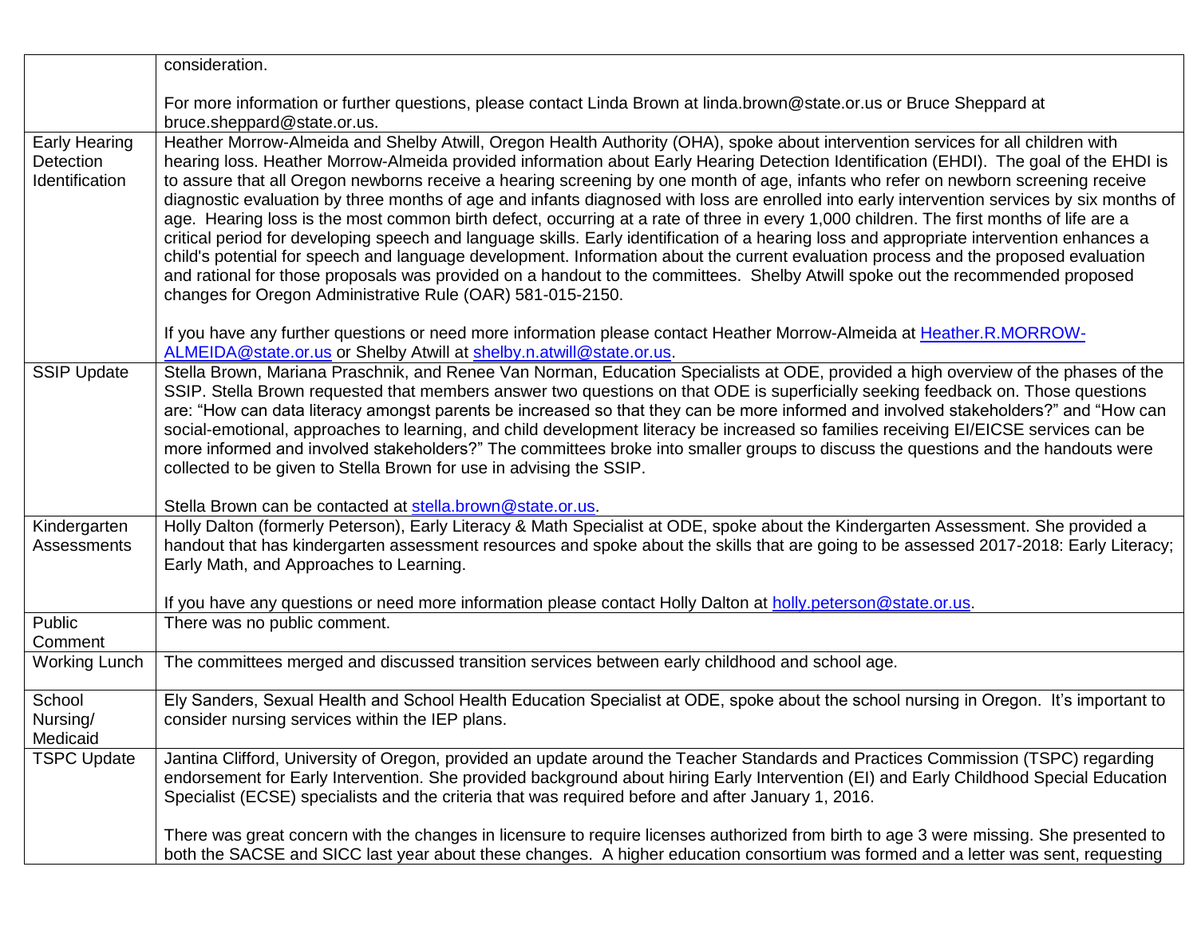| | |
|---|---|
| | consideration.<br><br>For more information or further questions, please contact Linda Brown at linda.brown@state.or.us or Bruce Sheppard at bruce.sheppard@state.or.us. |
| Early Hearing Detection Identification | Heather Morrow-Almeida and Shelby Atwill, Oregon Health Authority (OHA), spoke about intervention services for all children with hearing loss. Heather Morrow-Almeida provided information about Early Hearing Detection Identification (EHDI). The goal of the EHDI is to assure that all Oregon newborns receive a hearing screening by one month of age, infants who refer on newborn screening receive diagnostic evaluation by three months of age and infants diagnosed with loss are enrolled into early intervention services by six months of age. Hearing loss is the most common birth defect, occurring at a rate of three in every 1,000 children. The first months of life are a critical period for developing speech and language skills. Early identification of a hearing loss and appropriate intervention enhances a child's potential for speech and language development. Information about the current evaluation process and the proposed evaluation and rational for those proposals was provided on a handout to the committees. Shelby Atwill spoke out the recommended proposed changes for Oregon Administrative Rule (OAR) 581-015-2150.<br><br>If you have any further questions or need more information please contact Heather Morrow-Almeida at Heather.R.MORROW-ALMEIDA@state.or.us or Shelby Atwill at shelby.n.atwill@state.or.us. |
| SSIP Update | Stella Brown, Mariana Praschnik, and Renee Van Norman, Education Specialists at ODE, provided a high overview of the phases of the SSIP. Stella Brown requested that members answer two questions on that ODE is superficially seeking feedback on. Those questions are: "How can data literacy amongst parents be increased so that they can be more informed and involved stakeholders?" and "How can social-emotional, approaches to learning, and child development literacy be increased so families receiving EI/EICSE services can be more informed and involved stakeholders?" The committees broke into smaller groups to discuss the questions and the handouts were collected to be given to Stella Brown for use in advising the SSIP.<br><br>Stella Brown can be contacted at stella.brown@state.or.us. |
| Kindergarten Assessments | Holly Dalton (formerly Peterson), Early Literacy & Math Specialist at ODE, spoke about the Kindergarten Assessment. She provided a handout that has kindergarten assessment resources and spoke about the skills that are going to be assessed 2017-2018: Early Literacy; Early Math, and Approaches to Learning.<br><br>If you have any questions or need more information please contact Holly Dalton at holly.peterson@state.or.us. |
| Public Comment | There was no public comment. |
| Working Lunch | The committees merged and discussed transition services between early childhood and school age. |
| School Nursing/ Medicaid | Ely Sanders, Sexual Health and School Health Education Specialist at ODE, spoke about the school nursing in Oregon. It's important to consider nursing services within the IEP plans. |
| TSPC Update | Jantina Clifford, University of Oregon, provided an update around the Teacher Standards and Practices Commission (TSPC) regarding endorsement for Early Intervention. She provided background about hiring Early Intervention (EI) and Early Childhood Special Education Specialist (ECSE) specialists and the criteria that was required before and after January 1, 2016.<br><br>There was great concern with the changes in licensure to require licenses authorized from birth to age 3 were missing. She presented to both the SACSE and SICC last year about these changes. A higher education consortium was formed and a letter was sent, requesting |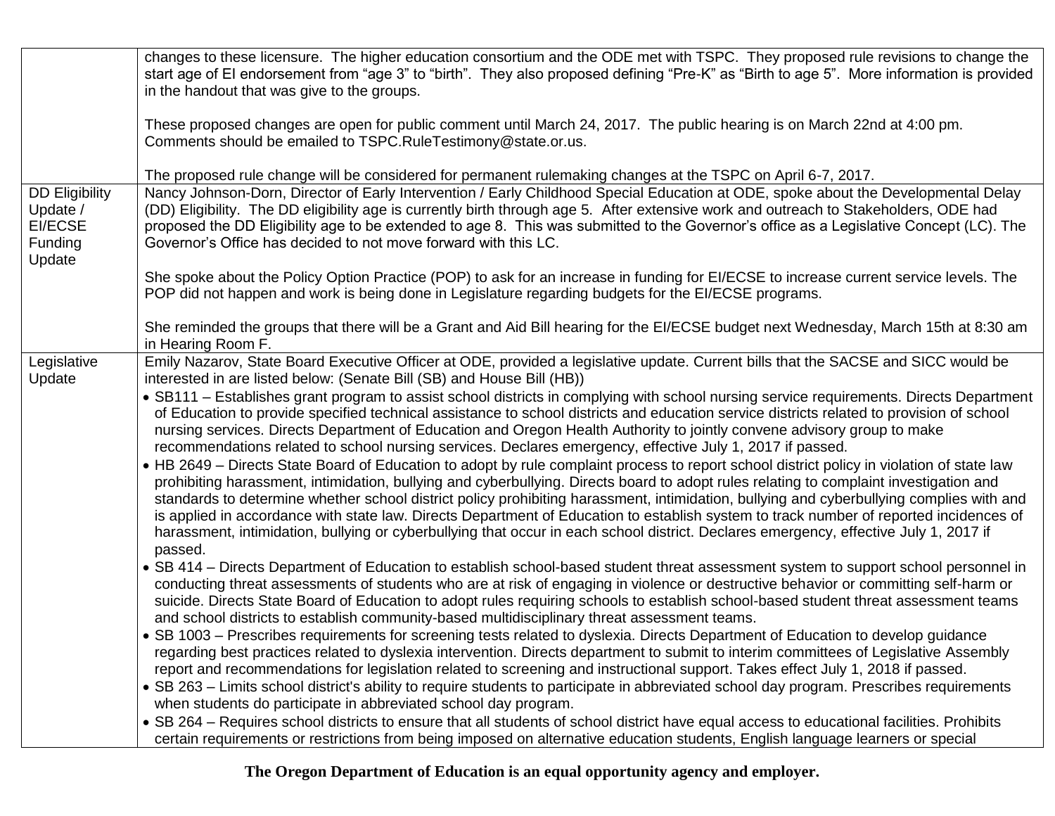| | |
|---|---|
| | changes to these licensure. The higher education consortium and the ODE met with TSPC. They proposed rule revisions to change the start age of EI endorsement from "age 3" to "birth". They also proposed defining "Pre-K" as "Birth to age 5". More information is provided in the handout that was give to the groups.<br><br>These proposed changes are open for public comment until March 24, 2017. The public hearing is on March 22nd at 4:00 pm. Comments should be emailed to TSPC.RuleTestimony@state.or.us.<br><br>The proposed rule change will be considered for permanent rulemaking changes at the TSPC on April 6-7, 2017. |
| DD Eligibility Update / EI/ECSE Funding Update | Nancy Johnson-Dorn, Director of Early Intervention / Early Childhood Special Education at ODE, spoke about the Developmental Delay (DD) Eligibility. The DD eligibility age is currently birth through age 5. After extensive work and outreach to Stakeholders, ODE had proposed the DD Eligibility age to be extended to age 8. This was submitted to the Governor's office as a Legislative Concept (LC). The Governor's Office has decided to not move forward with this LC.<br><br>She spoke about the Policy Option Practice (POP) to ask for an increase in funding for EI/ECSE to increase current service levels. The POP did not happen and work is being done in Legislature regarding budgets for the EI/ECSE programs.<br><br>She reminded the groups that there will be a Grant and Aid Bill hearing for the EI/ECSE budget next Wednesday, March 15th at 8:30 am in Hearing Room F. |
| Legislative Update | Emily Nazarov, State Board Executive Officer at ODE, provided a legislative update. Current bills that the SACSE and SICC would be interested in are listed below: (Senate Bill (SB) and House Bill (HB))<br>• SB111 – Establishes grant program to assist school districts in complying with school nursing service requirements. Directs Department of Education to provide specified technical assistance to school districts and education service districts related to provision of school nursing services. Directs Department of Education and Oregon Health Authority to jointly convene advisory group to make recommendations related to school nursing services. Declares emergency, effective July 1, 2017 if passed.<br>• HB 2649 – Directs State Board of Education to adopt by rule complaint process to report school district policy in violation of state law prohibiting harassment, intimidation, bullying and cyberbullying. Directs board to adopt rules relating to complaint investigation and standards to determine whether school district policy prohibiting harassment, intimidation, bullying and cyberbullying complies with and is applied in accordance with state law. Directs Department of Education to establish system to track number of reported incidences of harassment, intimidation, bullying or cyberbullying that occur in each school district. Declares emergency, effective July 1, 2017 if passed.<br>• SB 414 – Directs Department of Education to establish school-based student threat assessment system to support school personnel in conducting threat assessments of students who are at risk of engaging in violence or destructive behavior or committing self-harm or suicide. Directs State Board of Education to adopt rules requiring schools to establish school-based student threat assessment teams and school districts to establish community-based multidisciplinary threat assessment teams.<br>• SB 1003 – Prescribes requirements for screening tests related to dyslexia. Directs Department of Education to develop guidance regarding best practices related to dyslexia intervention. Directs department to submit to interim committees of Legislative Assembly report and recommendations for legislation related to screening and instructional support. Takes effect July 1, 2018 if passed.<br>• SB 263 – Limits school district's ability to require students to participate in abbreviated school day program. Prescribes requirements when students do participate in abbreviated school day program.<br>• SB 264 – Requires school districts to ensure that all students of school district have equal access to educational facilities. Prohibits certain requirements or restrictions from being imposed on alternative education students, English language learners or special |

**The Oregon Department of Education is an equal opportunity agency and employer.**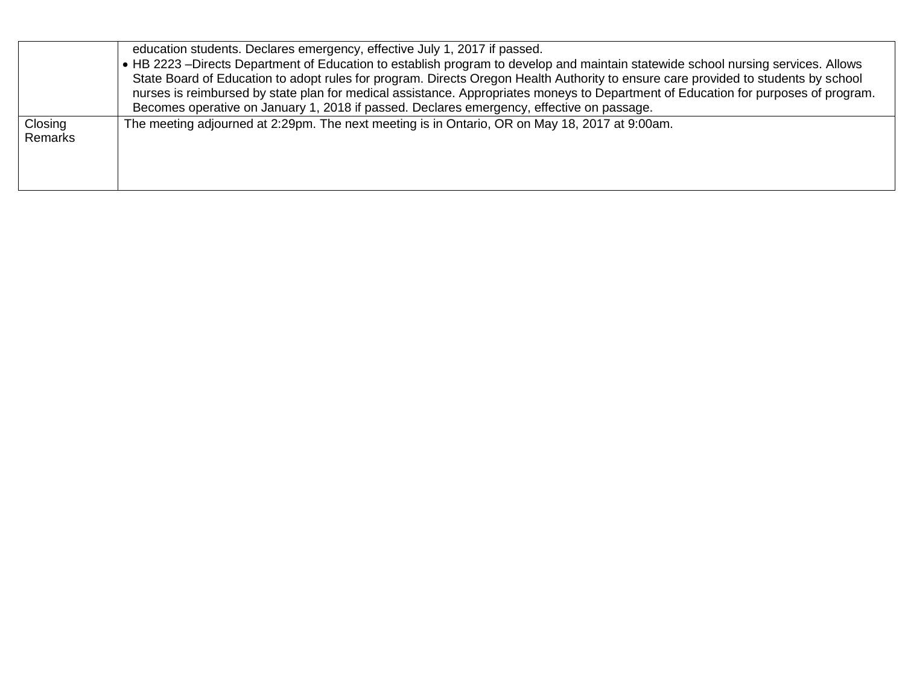| | |
|---|---|
| | education students. Declares emergency, effective July 1, 2017 if passed.<br>• HB 2223 –Directs Department of Education to establish program to develop and maintain statewide school nursing services. Allows State Board of Education to adopt rules for program. Directs Oregon Health Authority to ensure care provided to students by school nurses is reimbursed by state plan for medical assistance. Appropriates moneys to Department of Education for purposes of program. Becomes operative on January 1, 2018 if passed. Declares emergency, effective on passage. |
| Closing Remarks | The meeting adjourned at 2:29pm. The next meeting is in Ontario, OR on May 18, 2017 at 9:00am. |